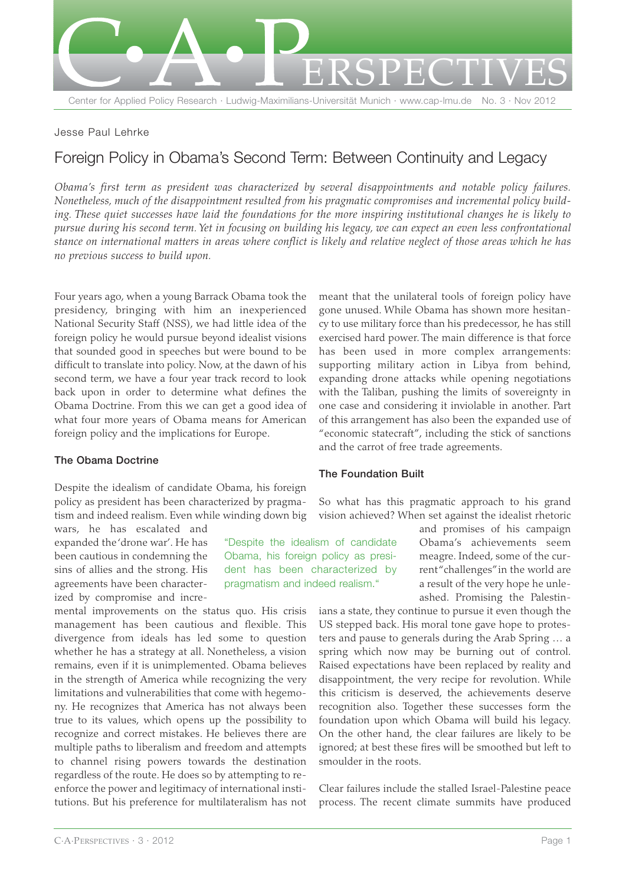Jesse Paul Lehrke

# Foreign Policy in Obama's Second Term: Between Continuity and Legacy

*Obama's first term as president was characterized by several disappointments and notable policy failures. Nonetheless, much of the disappointment resulted from his pragmatic compromises and incremental policy building. These quiet successes have laid the foundations for the more inspiring institutional changes he is likely to pursue during his second term. Yet in focusing on building his legacy, we can expect an even less confrontational stance on international matters in areas where conflict is likely and relative neglect of those areas which he has no previous success to build upon.*

Four years ago, when a young Barrack Obama took the presidency, bringing with him an inexperienced National Security Staff (NSS), we had little idea of the foreign policy he would pursue beyond idealist visions that sounded good in speeches but were bound to be difficult to translate into policy. Now, at the dawn of his second term, we have a four year track record to look back upon in order to determine what defines the Obama Doctrine. From this we can get a good idea of what four more years of Obama means for American foreign policy and the implications for Europe.

## The Obama Doctrine

Despite the idealism of candidate Obama, his foreign policy as president has been characterized by pragmatism and indeed realism. Even while winding down big wars, he has escalated and expanded the 'drone war'. He has been cautious in condemning the sins of allies and the strong. His agreements have been characterized by compromise and incremental improvements on the status quo. His crisis management has been cautious and flexible. This divergence from ideals has led some to question whether he has a strategy at all. Nonetheless, a vision remains, even if it is unimplemented. Obama believes in the strength of America while recognizing the very limitations and vulnerabilities that come with hegemony. He recognizes that America has not always been true to its values, which opens up the possibility to recognize and correct mistakes. He believes there are multiple paths to liberalism and freedom and attempts to channel rising powers towards the destination regardless of the route. He does so by attempting to re-enforce the power and legitimacy of international institutions. But his preference for multilateralism has not meant that the unilateral tools of foreign policy have gone unused. While Obama has shown more hesitancy to use military force than his predecessor, he has still exercised hard power. The main difference is that force has been used in more complex arrangements: supporting military action in Libya from behind, expanding drone attacks while opening negotiations with the Taliban, pushing the limits of sovereignty in one case and considering it inviolable in another. Part of this arrangement has also been the expanded use of "economic statecraft", including the stick of sanctions and the carrot of free trade agreements.

> "Despite the idealism of candidate Obama, his foreign policy as president has been characterized by pragmatism and indeed realism."

## The Foundation Built

So what has this pragmatic approach to his grand vision achieved? When set against the idealist rhetoric and promises of his campaign Obama's achievements seem meagre. Indeed, some of the current "challenges" in the world are a result of the very hope he unleashed. Promising the Palestinians a state, they continue to pursue it even though the US stepped back. His moral tone gave hope to protesters and pause to generals during the Arab Spring … a spring which now may be burning out of control. Raised expectations have been replaced by reality and disappointment, the very recipe for revolution. While this criticism is deserved, the achievements deserve recognition also. Together these successes form the foundation upon which Obama will build his legacy. On the other hand, the clear failures are likely to be ignored; at best these fires will be smoothed but left to smoulder in the roots.

Clear failures include the stalled Israel-Palestine peace process. The recent climate summits have produced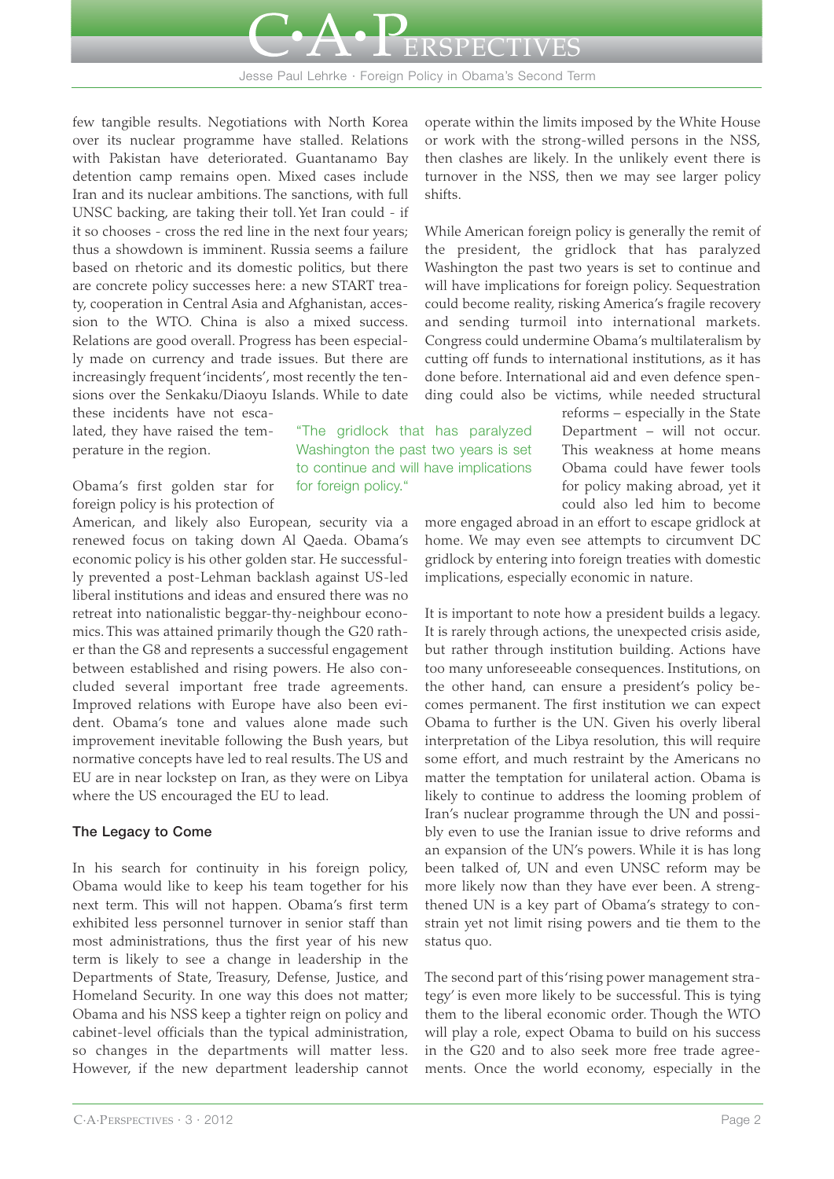few tangible results. Negotiations with North Korea over its nuclear programme have stalled. Relations with Pakistan have deteriorated. Guantanamo Bay detention camp remains open. Mixed cases include Iran and its nuclear ambitions. The sanctions, with full UNSC backing, are taking their toll. Yet Iran could - if it so chooses - cross the red line in the next four years; thus a showdown is imminent. Russia seems a failure based on rhetoric and its domestic politics, but there are concrete policy successes here: a new START treaty, cooperation in Central Asia and Afghanistan, accession to the WTO. China is also a mixed success. Relations are good overall. Progress has been especially made on currency and trade issues. But there are increasingly frequent 'incidents', most recently the tensions over the Senkaku/Diaoyu Islands. While to date these incidents have not escalated, they have raised the temperature in the region.

Obama's first golden star for foreign policy is his protection of American, and likely also European, security via a renewed focus on taking down Al Qaeda. Obama's economic policy is his other golden star. He successfully prevented a post-Lehman backlash against US-led liberal institutions and ideas and ensured there was no retreat into nationalistic beggar-thy-neighbour economics. This was attained primarily though the G20 rather than the G8 and represents a successful engagement between established and rising powers. He also concluded several important free trade agreements. Improved relations with Europe have also been evident. Obama's tone and values alone made such improvement inevitable following the Bush years, but normative concepts have led to real results. The US and EU are in near lockstep on Iran, as they were on Libya where the US encouraged the EU to lead.

### The Legacy to Come

In his search for continuity in his foreign policy, Obama would like to keep his team together for his next term. This will not happen. Obama's first term exhibited less personnel turnover in senior staff than most administrations, thus the first year of his new term is likely to see a change in leadership in the Departments of State, Treasury, Defense, Justice, and Homeland Security. In one way this does not matter; Obama and his NSS keep a tighter reign on policy and cabinet-level officials than the typical administration, so changes in the departments will matter less. However, if the new department leadership cannot operate within the limits imposed by the White House or work with the strong-willed persons in the NSS, then clashes are likely. In the unlikely event there is turnover in the NSS, then we may see larger policy shifts.

While American foreign policy is generally the remit of the president, the gridlock that has paralyzed Washington the past two years is set to continue and will have implications for foreign policy. Sequestration could become reality, risking America's fragile recovery and sending turmoil into international markets. Congress could undermine Obama's multilateralism by cutting off funds to international institutions, as it has done before. International aid and even defence spending could also be victims, while needed structural reforms – especially in the State Department – will not occur. This weakness at home means Obama could have fewer tools for policy making abroad, yet it could also led him to become more engaged abroad in an effort to escape gridlock at home. We may even see attempts to circumvent DC gridlock by entering into foreign treaties with domestic implications, especially economic in nature.

> "The gridlock that has paralyzed Washington the past two years is set to continue and will have implications for foreign policy."

It is important to note how a president builds a legacy. It is rarely through actions, the unexpected crisis aside, but rather through institution building. Actions have too many unforeseeable consequences. Institutions, on the other hand, can ensure a president's policy becomes permanent. The first institution we can expect Obama to further is the UN. Given his overly liberal interpretation of the Libya resolution, this will require some effort, and much restraint by the Americans no matter the temptation for unilateral action. Obama is likely to continue to address the looming problem of Iran's nuclear programme through the UN and possibly even to use the Iranian issue to drive reforms and an expansion of the UN's powers. While it is has long been talked of, UN and even UNSC reform may be more likely now than they have ever been. A strengthened UN is a key part of Obama's strategy to constrain yet not limit rising powers and tie them to the status quo.

The second part of this 'rising power management strategy' is even more likely to be successful. This is tying them to the liberal economic order. Though the WTO will play a role, expect Obama to build on his success in the G20 and to also seek more free trade agreements. Once the world economy, especially in the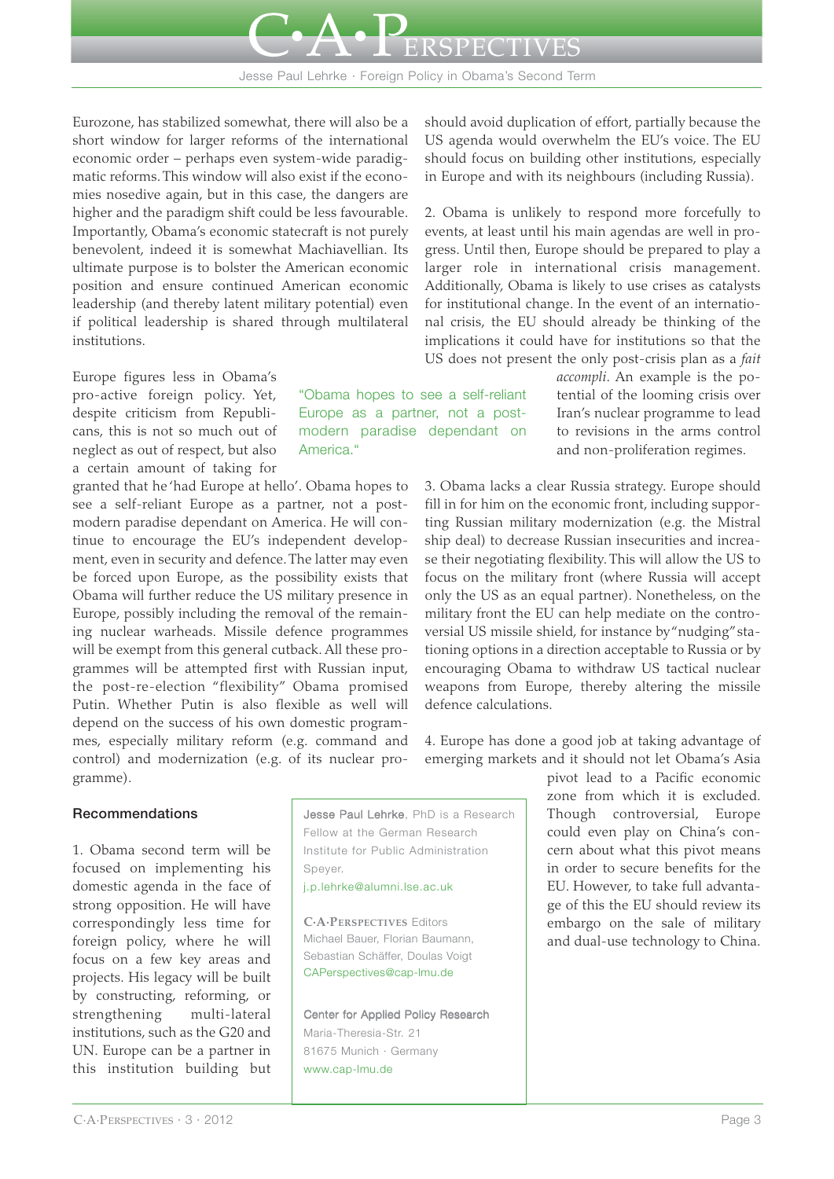Eurozone, has stabilized somewhat, there will also be a short window for larger reforms of the international economic order – perhaps even system-wide paradigmatic reforms. This window will also exist if the economies nosedive again, but in this case, the dangers are higher and the paradigm shift could be less favourable. Importantly, Obama's economic statecraft is not purely benevolent, indeed it is somewhat Machiavellian. Its ultimate purpose is to bolster the American economic position and ensure continued American economic leadership (and thereby latent military potential) even if political leadership is shared through multilateral institutions.

Europe figures less in Obama's pro-active foreign policy. Yet, despite criticism from Republicans, this is not so much out of neglect as out of respect, but also a certain amount of taking for granted that he 'had Europe at hello'. Obama hopes to see a self-reliant Europe as a partner, not a post-modern paradise dependant on America. He will continue to encourage the EU's independent development, even in security and defence. The latter may even be forced upon Europe, as the possibility exists that Obama will further reduce the US military presence in Europe, possibly including the removal of the remaining nuclear warheads. Missile defence programmes will be exempt from this general cutback. All these programmes will be attempted first with Russian input, the post-re-election "flexibility" Obama promised Putin. Whether Putin is also flexible as well will depend on the success of his own domestic programmes, especially military reform (e.g. command and control) and modernization (e.g. of its nuclear programme).

> "Obama hopes to see a self-reliant Europe as a partner, not a post-modern paradise dependant on America."

### Recommendations

1. Obama second term will be focused on implementing his domestic agenda in the face of strong opposition. He will have correspondingly less time for foreign policy, where he will focus on a few key areas and projects. His legacy will be built by constructing, reforming, or strengthening multi-lateral institutions, such as the G20 and UN. Europe can be a partner in this institution building but should avoid duplication of effort, partially because the US agenda would overwhelm the EU's voice. The EU should focus on building other institutions, especially in Europe and with its neighbours (including Russia).

2. Obama is unlikely to respond more forcefully to events, at least until his main agendas are well in progress. Until then, Europe should be prepared to play a larger role in international crisis management. Additionally, Obama is likely to use crises as catalysts for institutional change. In the event of an international crisis, the EU should already be thinking of the implications it could have for institutions so that the US does not present the only post-crisis plan as a *fait accompli*. An example is the potential of the looming crisis over Iran's nuclear programme to lead to revisions in the arms control and non-proliferation regimes.

3. Obama lacks a clear Russia strategy. Europe should fill in for him on the economic front, including supporting Russian military modernization (e.g. the Mistral ship deal) to decrease Russian insecurities and increase their negotiating flexibility. This will allow the US to focus on the military front (where Russia will accept only the US as an equal partner). Nonetheless, on the military front the EU can help mediate on the controversial US missile shield, for instance by "nudging" stationing options in a direction acceptable to Russia or by encouraging Obama to withdraw US tactical nuclear weapons from Europe, thereby altering the missile defence calculations.

4. Europe has done a good job at taking advantage of emerging markets and it should not let Obama's Asia pivot lead to a Pacific economic zone from which it is excluded. Though controversial, Europe could even play on China's concern about what this pivot means in order to secure benefits for the EU. However, to take full advantage of this the EU should review its embargo on the sale of military and dual-use technology to China.

**Jesse Paul Lehrke**, PhD is a Research Fellow at the German Research Institute for Public Administration Speyer.
j.p.lehrke@alumni.lse.ac.uk

**C·A·Perspectives** Editors
Michael Bauer, Florian Baumann, Sebastian Schäffer, Doulas Voigt
CAPerspectives@cap-lmu.de

**Center for Applied Policy Research**
Maria-Theresia-Str. 21
81675 Munich · Germany
www.cap-lmu.de